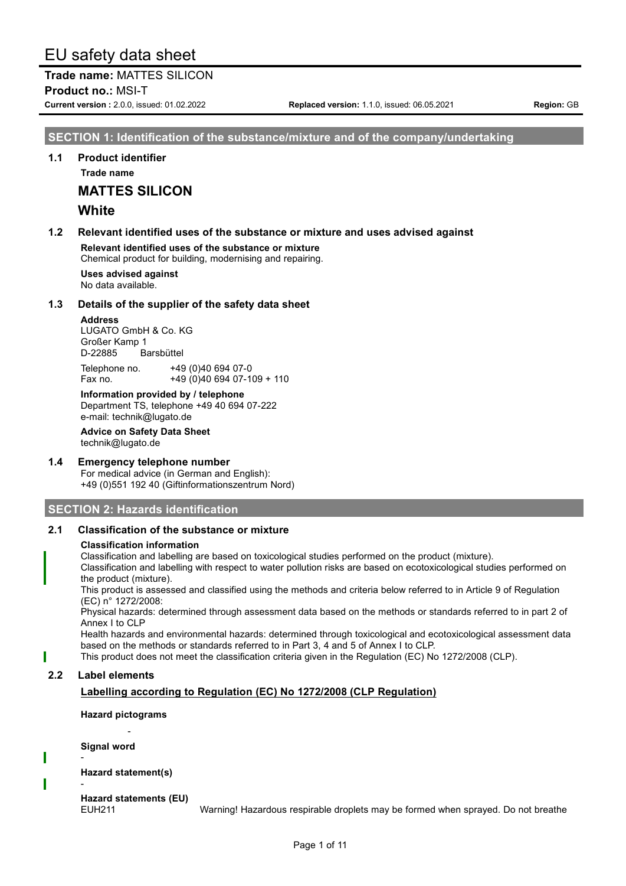# EU safety data sheet

**Trade name:** MATTES SILICON

**Product no.:** MSI-T

**Current version :** 2.0.0, issued: 01.02.2022 **Replaced version:** 1.1.0, issued: 06.05.2021 **Region:** GB

## SECTION 1: Identification of the substance/mixture and of the company/undertaking

### 1.1 Product identifier

**Trade name**

**MATTES SILICON**

**White**

### 1.2 Relevant identified uses of the substance or mixture and uses advised against

**Relevant identified uses of the substance or mixture**
Chemical product for building, modernising and repairing.

**Uses advised against**
No data available.

### 1.3 Details of the supplier of the safety data sheet

**Address**
LUGATO GmbH & Co. KG
Großer Kamp 1
D-22885 Barsbüttel

Telephone no. +49 (0)40 694 07-0
Fax no. +49 (0)40 694 07-109 + 110

**Information provided by / telephone**
Department TS, telephone +49 40 694 07-222
e-mail: technik@lugato.de

**Advice on Safety Data Sheet**
technik@lugato.de

### 1.4 Emergency telephone number

For medical advice (in German and English):
+49 (0)551 192 40 (Giftinformationszentrum Nord)

## SECTION 2: Hazards identification

### 2.1 Classification of the substance or mixture

**Classification information**
Classification and labelling are based on toxicological studies performed on the product (mixture).
Classification and labelling with respect to water pollution risks are based on ecotoxicological studies performed on the product (mixture).
This product is assessed and classified using the methods and criteria below referred to in Article 9 of Regulation (EC) n° 1272/2008:
Physical hazards: determined through assessment data based on the methods or standards referred to in part 2 of Annex I to CLP
Health hazards and environmental hazards: determined through toxicological and ecotoxicological assessment data based on the methods or standards referred to in Part 3, 4 and 5 of Annex I to CLP.
This product does not meet the classification criteria given in the Regulation (EC) No 1272/2008 (CLP).

### 2.2 Label elements

**Labelling according to Regulation (EC) No 1272/2008 (CLP Regulation)**

**Hazard pictograms**

-

**Signal word**

-

**Hazard statement(s)**

-

**Hazard statements (EU)**

EUH211 Warning! Hazardous respirable droplets may be formed when sprayed. Do not breathe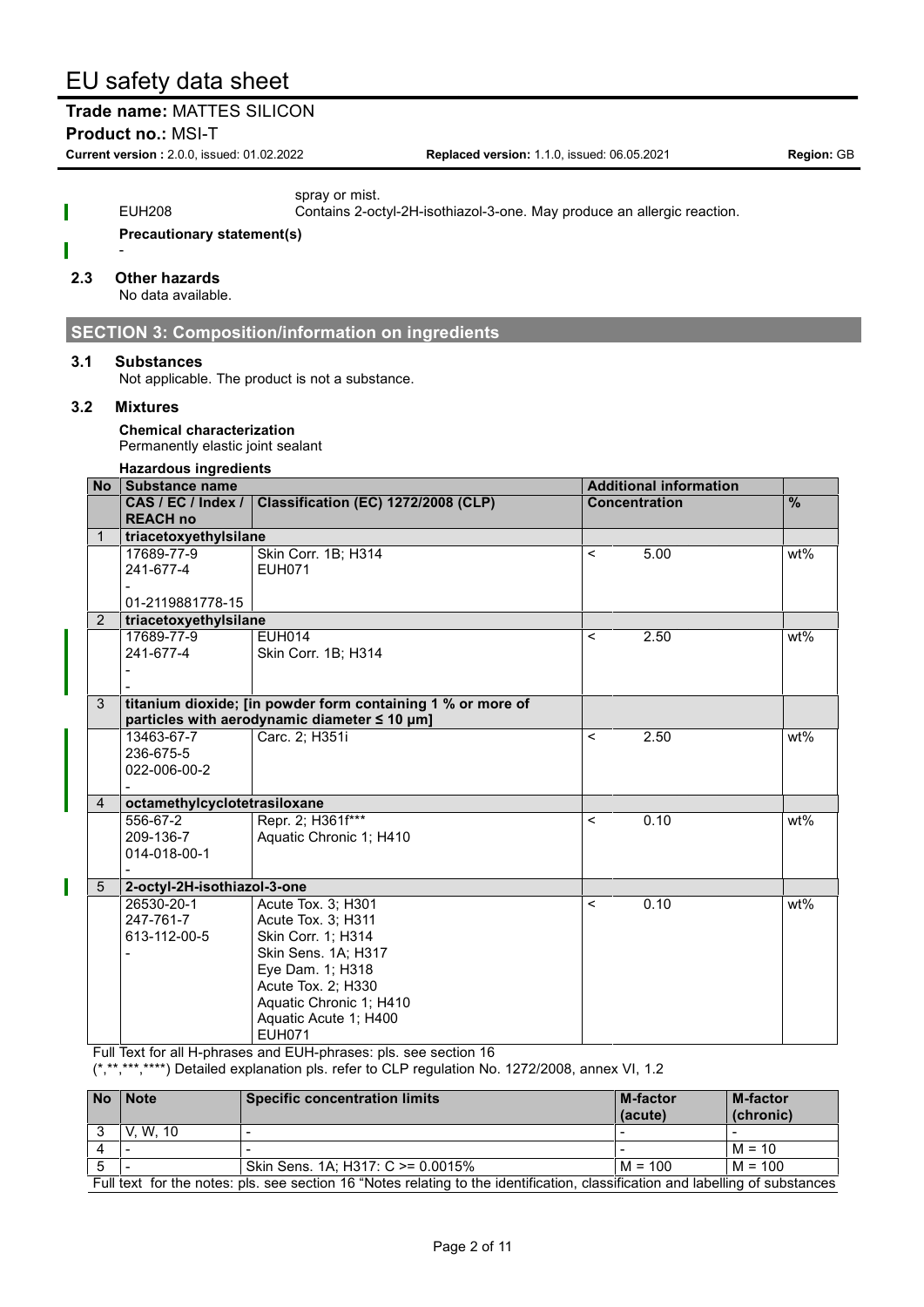spray or mist.

EUH208 Contains 2-octyl-2H-isothiazol-3-one. May produce an allergic reaction.

**Precautionary statement(s)**

-

### 2.3 Other hazards

No data available.

## SECTION 3: Composition/information on ingredients

### 3.1 Substances

Not applicable. The product is not a substance.

### 3.2 Mixtures

**Chemical characterization**

Permanently elastic joint sealant

**Hazardous ingredients**

| No | Substance name | | Additional information | | |
|---|---|---|---|---|---|
| | CAS / EC / Index / REACH no | Classification (EC) 1272/2008 (CLP) | Concentration | | % |
| 1 | **triacetoxyethylsilane** | | | | |
| | 17689-77-9<br>241-677-4<br>-<br>01-2119881778-15 | Skin Corr. 1B; H314<br>EUH071 | < | 5.00 | wt% |
| 2 | **triacetoxyethylsilane** | | | | |
| | 17689-77-9<br>241-677-4<br>-<br>- | EUH014<br>Skin Corr. 1B; H314 | < | 2.50 | wt% |
| 3 | **titanium dioxide; [in powder form containing 1 % or more of particles with aerodynamic diameter ≤ 10 μm]** | | | | |
| | 13463-67-7<br>236-675-5<br>022-006-00-2<br>- | Carc. 2; H351i | < | 2.50 | wt% |
| 4 | **octamethylcyclotetrasiloxane** | | | | |
| | 556-67-2<br>209-136-7<br>014-018-00-1<br>- | Repr. 2; H361f***<br>Aquatic Chronic 1; H410 | < | 0.10 | wt% |
| 5 | **2-octyl-2H-isothiazol-3-one** | | | | |
| | 26530-20-1<br>247-761-7<br>613-112-00-5<br>- | Acute Tox. 3; H301<br>Acute Tox. 3; H311<br>Skin Corr. 1; H314<br>Skin Sens. 1A; H317<br>Eye Dam. 1; H318<br>Acute Tox. 2; H330<br>Aquatic Chronic 1; H410<br>Aquatic Acute 1; H400<br>EUH071 | < | 0.10 | wt% |

Full Text for all H-phrases and EUH-phrases: pls. see section 16

(*,**,***,****) Detailed explanation pls. refer to CLP regulation No. 1272/2008, annex VI, 1.2

| No | Note | Specific concentration limits | M-factor (acute) | M-factor (chronic) |
|---|---|---|---|---|
| 3 | V, W, 10 | - | - | - |
| 4 | - | - | - | M = 10 |
| 5 | - | Skin Sens. 1A; H317: C >= 0.0015% | M = 100 | M = 100 |

Full text for the notes: pls. see section 16 "Notes relating to the identification, classification and labelling of substances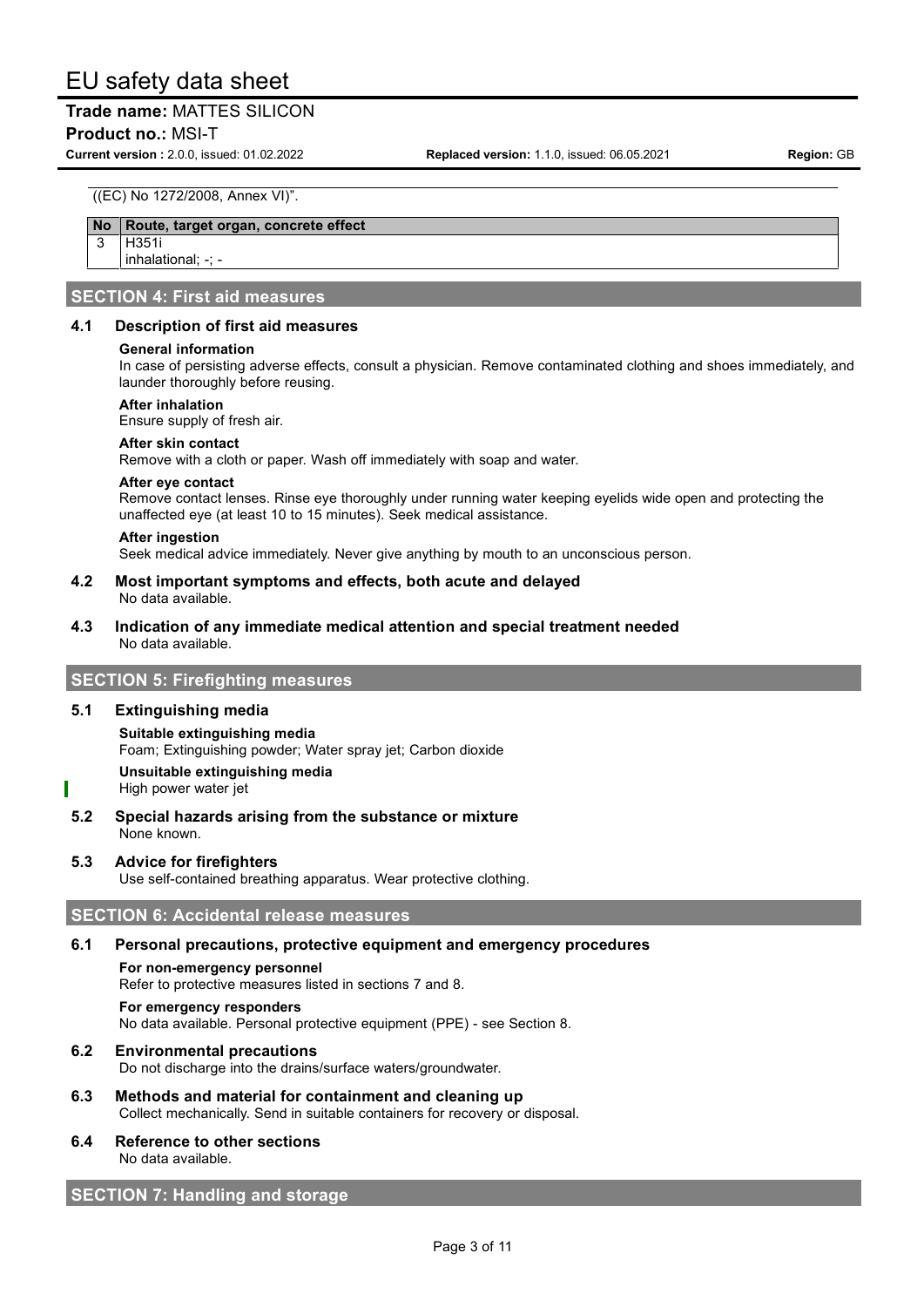((EC) No 1272/2008, Annex VI)".

| No | Route, target organ, concrete effect |
| --- | --- |
| 3 | H351i<br>inhalational; -; - |

## SECTION 4: First aid measures

### 4.1 Description of first aid measures

**General information**

In case of persisting adverse effects, consult a physician. Remove contaminated clothing and shoes immediately, and launder thoroughly before reusing.

**After inhalation**

Ensure supply of fresh air.

**After skin contact**

Remove with a cloth or paper. Wash off immediately with soap and water.

**After eye contact**

Remove contact lenses. Rinse eye thoroughly under running water keeping eyelids wide open and protecting the unaffected eye (at least 10 to 15 minutes). Seek medical assistance.

**After ingestion**

Seek medical advice immediately. Never give anything by mouth to an unconscious person.

### 4.2 Most important symptoms and effects, both acute and delayed

No data available.

### 4.3 Indication of any immediate medical attention and special treatment needed

No data available.

## SECTION 5: Firefighting measures

### 5.1 Extinguishing media

**Suitable extinguishing media**

Foam; Extinguishing powder; Water spray jet; Carbon dioxide

**Unsuitable extinguishing media**

High power water jet

### 5.2 Special hazards arising from the substance or mixture

None known.

### 5.3 Advice for firefighters

Use self-contained breathing apparatus. Wear protective clothing.

## SECTION 6: Accidental release measures

### 6.1 Personal precautions, protective equipment and emergency procedures

**For non-emergency personnel**

Refer to protective measures listed in sections 7 and 8.

**For emergency responders**

No data available. Personal protective equipment (PPE) - see Section 8.

### 6.2 Environmental precautions

Do not discharge into the drains/surface waters/groundwater.

### 6.3 Methods and material for containment and cleaning up

Collect mechanically. Send in suitable containers for recovery or disposal.

### 6.4 Reference to other sections

No data available.

## SECTION 7: Handling and storage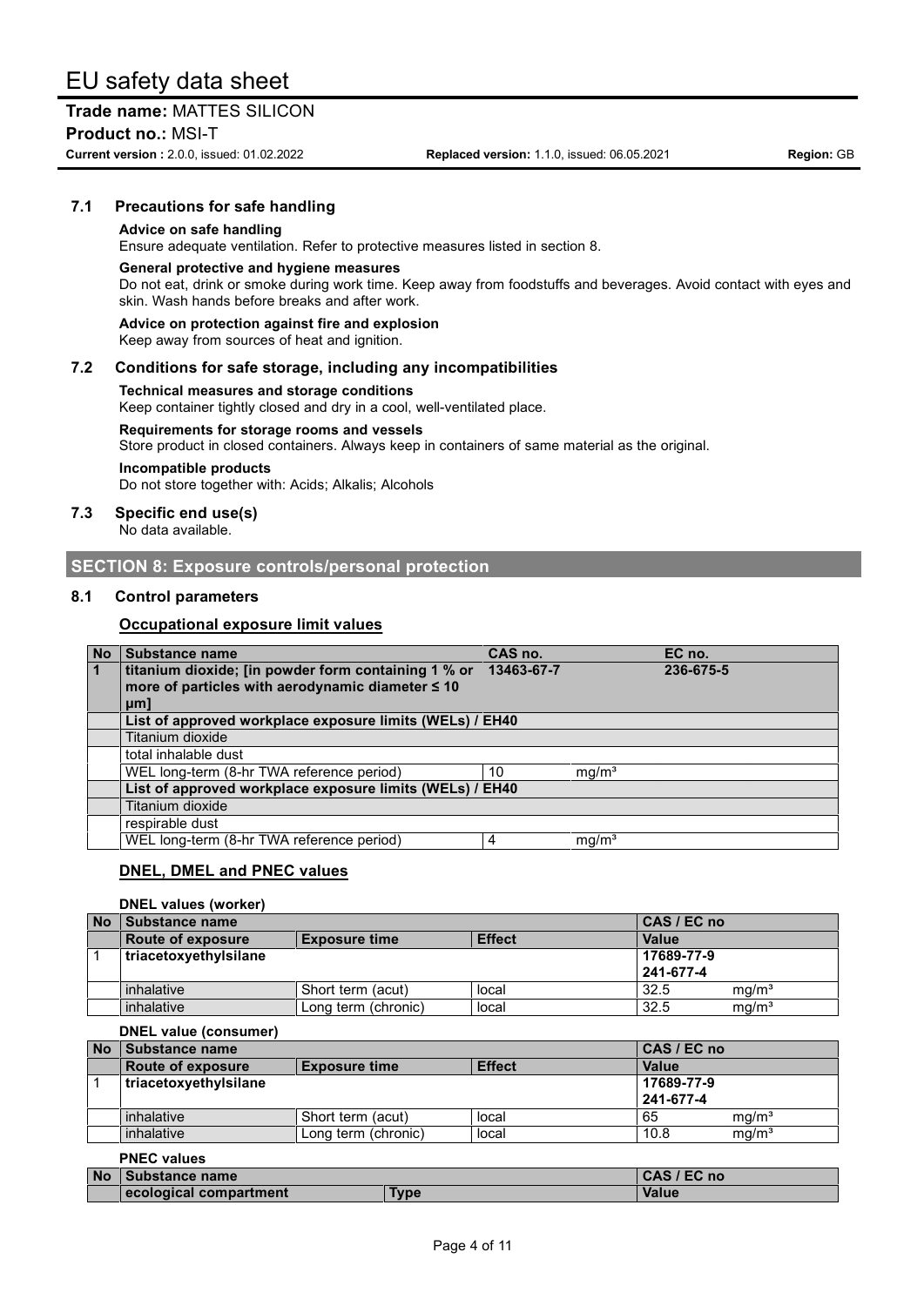### 7.1 Precautions for safe handling

**Advice on safe handling**

Ensure adequate ventilation. Refer to protective measures listed in section 8.

**General protective and hygiene measures**

Do not eat, drink or smoke during work time. Keep away from foodstuffs and beverages. Avoid contact with eyes and skin. Wash hands before breaks and after work.

**Advice on protection against fire and explosion**

Keep away from sources of heat and ignition.

### 7.2 Conditions for safe storage, including any incompatibilities

**Technical measures and storage conditions**

Keep container tightly closed and dry in a cool, well-ventilated place.

**Requirements for storage rooms and vessels**

Store product in closed containers. Always keep in containers of same material as the original.

**Incompatible products**

Do not store together with: Acids; Alkalis; Alcohols

### 7.3 Specific end use(s)

No data available.

## SECTION 8: Exposure controls/personal protection

### 8.1 Control parameters

**Occupational exposure limit values**

| No | Substance name | CAS no. | | EC no. |
|---|---|---|---|---|
| 1 | **titanium dioxide; [in powder form containing 1 % or more of particles with aerodynamic diameter ≤ 10 μm]** | **13463-67-7** | | **236-675-5** |
| | **List of approved workplace exposure limits (WELs) / EH40** | | | |
| | Titanium dioxide | | | |
| | total inhalable dust | | | |
| | WEL long-term (8-hr TWA reference period) | 10 | mg/m³ | |
| | **List of approved workplace exposure limits (WELs) / EH40** | | | |
| | Titanium dioxide | | | |
| | respirable dust | | | |
| | WEL long-term (8-hr TWA reference period) | 4 | mg/m³ | |

**DNEL, DMEL and PNEC values**

**DNEL values (worker)**

| No | Substance name | | | CAS / EC no | |
|---|---|---|---|---|---|
| | **Route of exposure** | **Exposure time** | **Effect** | **Value** | |
| 1 | **triacetoxyethylsilane** | | | **17689-77-9 241-677-4** | |
| | inhalative | Short term (acut) | local | 32.5 | mg/m³ |
| | inhalative | Long term (chronic) | local | 32.5 | mg/m³ |

**DNEL value (consumer)**

| No | Substance name | | | CAS / EC no | |
|---|---|---|---|---|---|
| | **Route of exposure** | **Exposure time** | **Effect** | **Value** | |
| 1 | **triacetoxyethylsilane** | | | **17689-77-9 241-677-4** | |
| | inhalative | Short term (acut) | local | 65 | mg/m³ |
| | inhalative | Long term (chronic) | local | 10.8 | mg/m³ |

**PNEC values**

| No | Substance name | | CAS / EC no |
|---|---|---|---|
| | **ecological compartment** | **Type** | **Value** |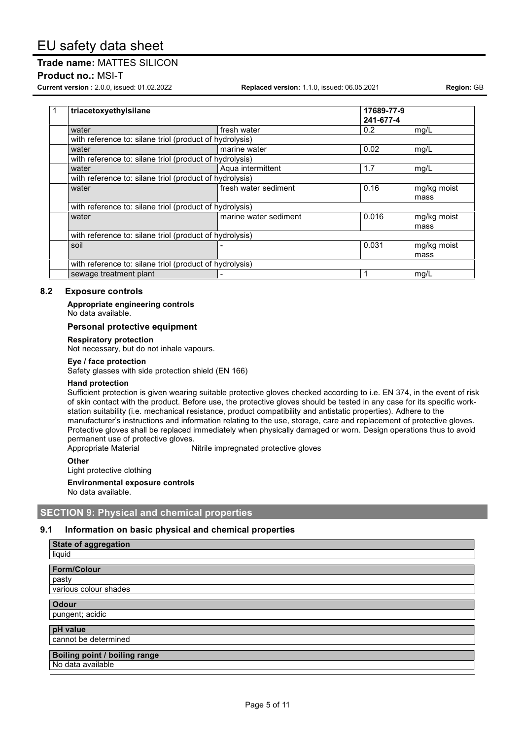| 1 | triacetoxyethylsilane | | 17689-77-9<br>241-677-4 | |
|---|---|---|---|---|
| | water | fresh water | 0.2 | mg/L |
| | with reference to: silane triol (product of hydrolysis) | | | |
| | water | marine water | 0.02 | mg/L |
| | with reference to: silane triol (product of hydrolysis) | | | |
| | water | Aqua intermittent | 1.7 | mg/L |
| | with reference to: silane triol (product of hydrolysis) | | | |
| | water | fresh water sediment | 0.16 | mg/kg moist mass |
| | with reference to: silane triol (product of hydrolysis) | | | |
| | water | marine water sediment | 0.016 | mg/kg moist mass |
| | with reference to: silane triol (product of hydrolysis) | | | |
| | soil | - | 0.031 | mg/kg moist mass |
| | with reference to: silane triol (product of hydrolysis) | | | |
| | sewage treatment plant | - | 1 | mg/L |

### 8.2 Exposure controls

**Appropriate engineering controls**
No data available.

#### Personal protective equipment

**Respiratory protection**
Not necessary, but do not inhale vapours.

**Eye / face protection**
Safety glasses with side protection shield (EN 166)

**Hand protection**
Sufficient protection is given wearing suitable protective gloves checked according to i.e. EN 374, in the event of risk of skin contact with the product. Before use, the protective gloves should be tested in any case for its specific work-station suitability (i.e. mechanical resistance, product compatibility and antistatic properties). Adhere to the manufacturer's instructions and information relating to the use, storage, care and replacement of protective gloves. Protective gloves shall be replaced immediately when physically damaged or worn. Design operations thus to avoid permanent use of protective gloves.

Appropriate Material: Nitrile impregnated protective gloves

**Other**
Light protective clothing

**Environmental exposure controls**
No data available.

## SECTION 9: Physical and chemical properties

### 9.1 Information on basic physical and chemical properties

**State of aggregation**
liquid

**Form/Colour**
pasty
various colour shades

**Odour**
pungent; acidic

**pH value**
cannot be determined

**Boiling point / boiling range**
No data available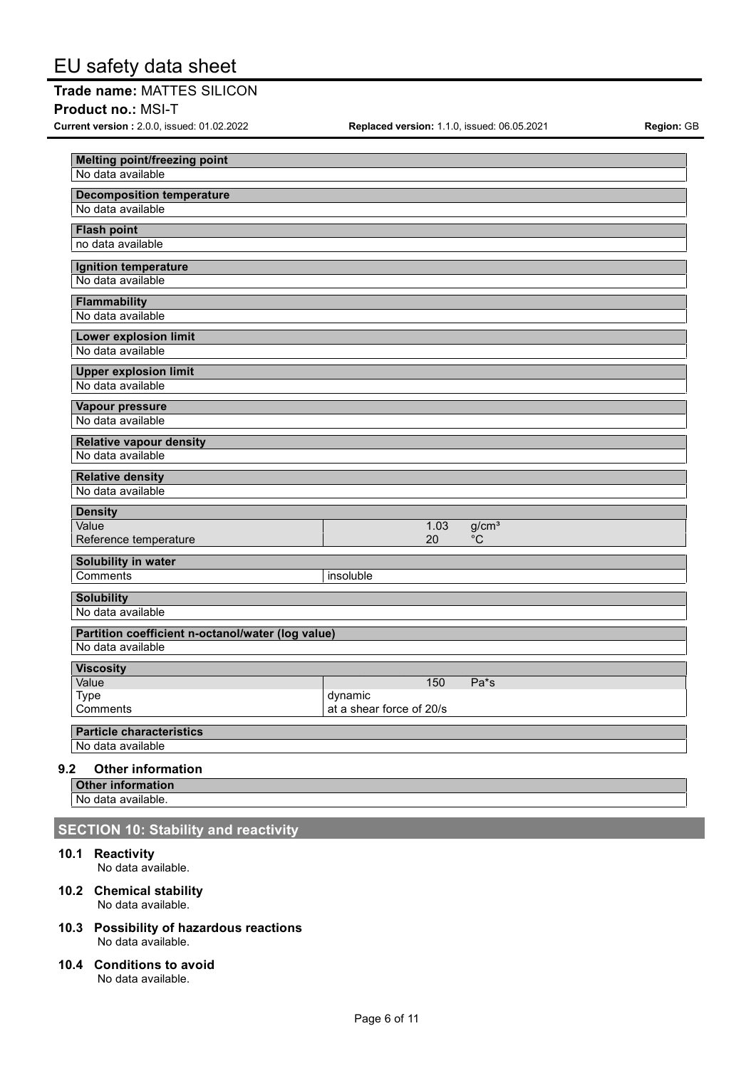**Melting point/freezing point**
No data available

**Decomposition temperature**
No data available

**Flash point**
no data available

**Ignition temperature**
No data available

**Flammability**
No data available

**Lower explosion limit**
No data available

**Upper explosion limit**
No data available

**Vapour pressure**
No data available

**Relative vapour density**
No data available

**Relative density**
No data available

**Density**

| | | |
|---|---|---|
| Value | 1.03 | $g/cm^3$ |
| Reference temperature | 20 | °C |

**Solubility in water**

| | |
|---|---|
| Comments | insoluble |

**Solubility**
No data available

**Partition coefficient n-octanol/water (log value)**
No data available

**Viscosity**

| | | |
|---|---|---|
| Value | 150 | Pa*s |
| Type | dynamic | |
| Comments | at a shear force of 20/s | |

**Particle characteristics**
No data available

### 9.2 Other information

**Other information**
No data available.

## SECTION 10: Stability and reactivity

### 10.1 Reactivity
No data available.

### 10.2 Chemical stability
No data available.

### 10.3 Possibility of hazardous reactions
No data available.

### 10.4 Conditions to avoid
No data available.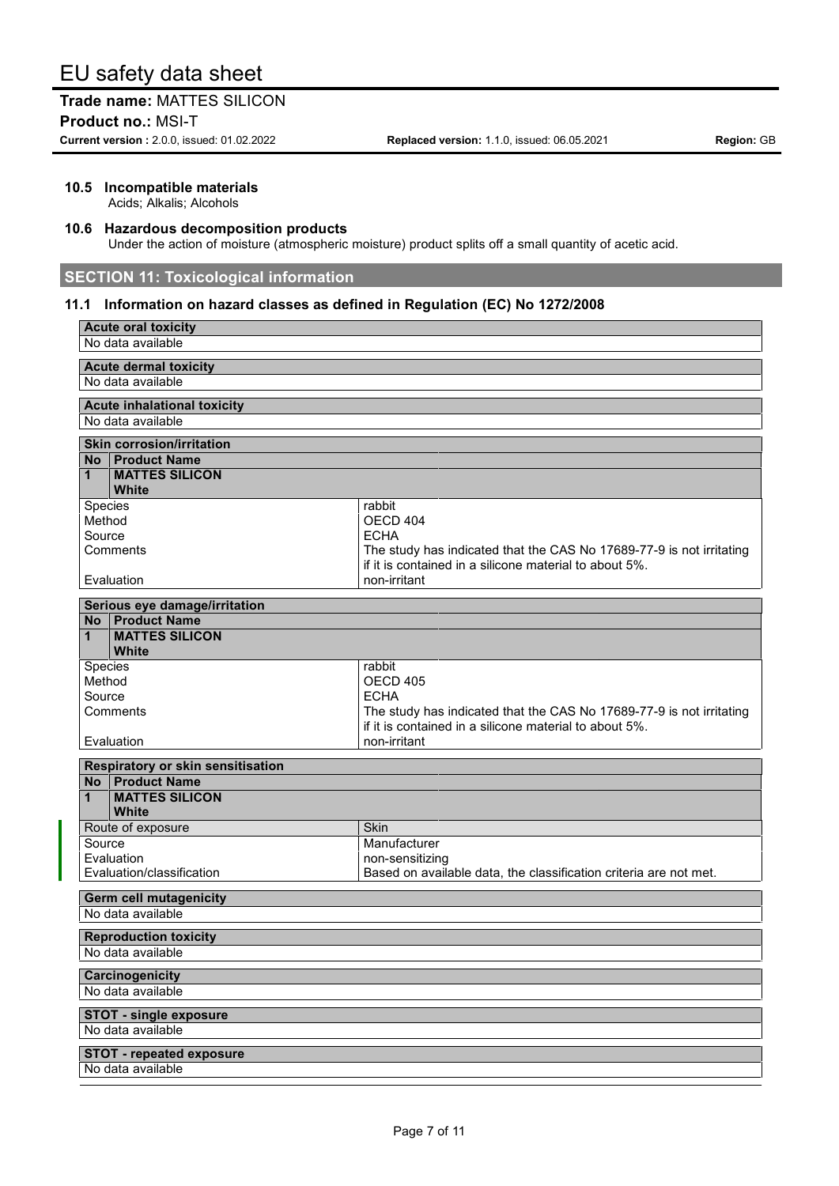### 10.5 Incompatible materials

Acids; Alkalis; Alcohols

### 10.6 Hazardous decomposition products

Under the action of moisture (atmospheric moisture) product splits off a small quantity of acetic acid.

## SECTION 11: Toxicological information

### 11.1 Information on hazard classes as defined in Regulation (EC) No 1272/2008

| Acute oral toxicity |
|---|
| No data available |

| Acute dermal toxicity |
|---|
| No data available |

| Acute inhalational toxicity |
|---|
| No data available |

| Skin corrosion/irritation | |
|---|---|
| **No** | **Product Name** |
| **1** | **MATTES SILICON White** |
| Species | rabbit |
| Method | OECD 404 |
| Source | ECHA |
| Comments | The study has indicated that the CAS No 17689-77-9 is not irritating if it is contained in a silicone material to about 5%. |
| Evaluation | non-irritant |

| Serious eye damage/irritation | |
|---|---|
| **No** | **Product Name** |
| **1** | **MATTES SILICON White** |
| Species | rabbit |
| Method | OECD 405 |
| Source | ECHA |
| Comments | The study has indicated that the CAS No 17689-77-9 is not irritating if it is contained in a silicone material to about 5%. |
| Evaluation | non-irritant |

| Respiratory or skin sensitisation | |
|---|---|
| **No** | **Product Name** |
| **1** | **MATTES SILICON White** |
| Route of exposure | Skin |
| Source | Manufacturer |
| Evaluation | non-sensitizing |
| Evaluation/classification | Based on available data, the classification criteria are not met. |

| Germ cell mutagenicity |
|---|
| No data available |

| Reproduction toxicity |
|---|
| No data available |

| Carcinogenicity |
|---|
| No data available |

| STOT - single exposure |
|---|
| No data available |

| STOT - repeated exposure |
|---|
| No data available |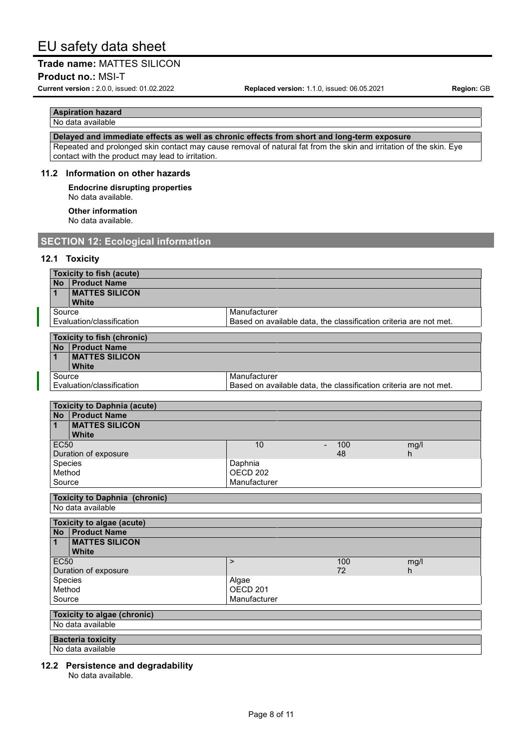| Aspiration hazard |
| --- |
| No data available |

| Delayed and immediate effects as well as chronic effects from short and long-term exposure |
| --- |
| Repeated and prolonged skin contact may cause removal of natural fat from the skin and irritation of the skin. Eye contact with the product may lead to irritation. |

### 11.2 Information on other hazards

**Endocrine disrupting properties**

No data available.

**Other information**

No data available.

## SECTION 12: Ecological information

### 12.1 Toxicity

| Toxicity to fish (acute) | |
| --- | --- |
| **No** | **Product Name** |
| **1** | **MATTES SILICON White** |
| Source | Manufacturer |
| Evaluation/classification | Based on available data, the classification criteria are not met. |

| Toxicity to fish (chronic) | |
| --- | --- |
| **No** | **Product Name** |
| **1** | **MATTES SILICON White** |
| Source | Manufacturer |
| Evaluation/classification | Based on available data, the classification criteria are not met. |

| Toxicity to Daphnia (acute) | | | | |
| --- | --- | --- | --- | --- |
| **No** | **Product Name** | | | |
| **1** | **MATTES SILICON White** | | | |
| EC50 | 10 | - | 100 | mg/l |
| Duration of exposure | | | 48 | h |
| Species | Daphnia | | | |
| Method | OECD 202 | | | |
| Source | Manufacturer | | | |

| Toxicity to Daphnia (chronic) |
| --- |
| No data available |

| Toxicity to algae (acute) | | | |
| --- | --- | --- | --- |
| **No** | **Product Name** | | |
| **1** | **MATTES SILICON White** | | |
| EC50 | > | 100 | mg/l |
| Duration of exposure | | 72 | h |
| Species | Algae | | |
| Method | OECD 201 | | |
| Source | Manufacturer | | |

| Toxicity to algae (chronic) |
| --- |
| No data available |

| Bacteria toxicity |
| --- |
| No data available |

### 12.2 Persistence and degradability

No data available.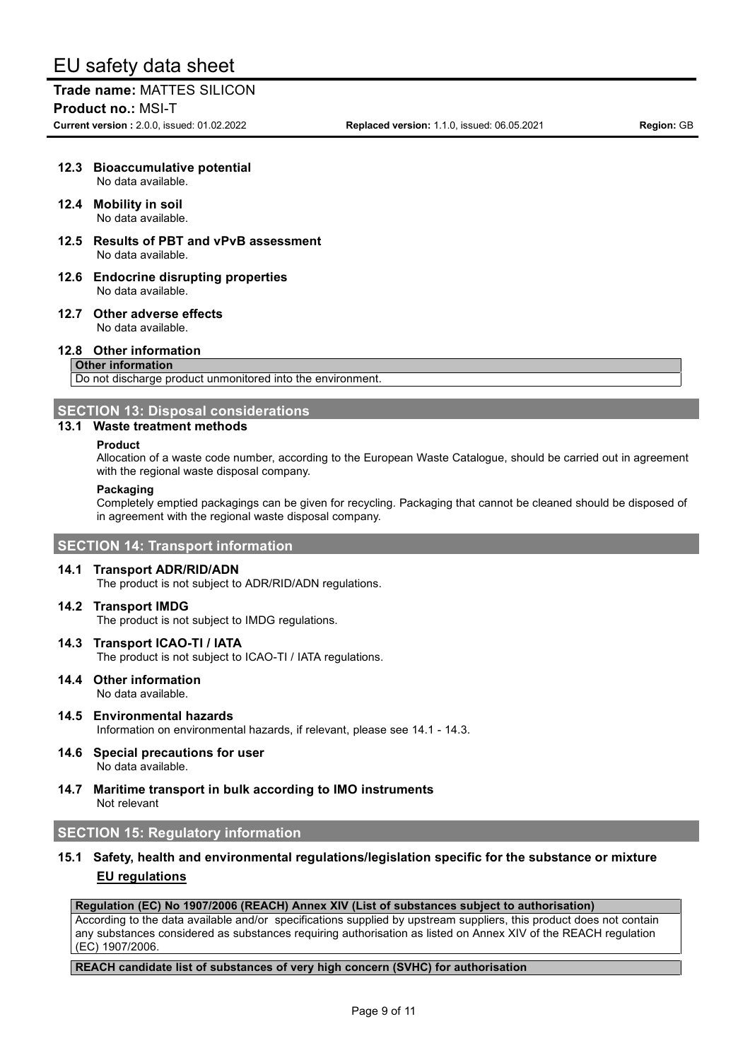### 12.3 Bioaccumulative potential

No data available.

### 12.4 Mobility in soil

No data available.

### 12.5 Results of PBT and vPvB assessment

No data available.

### 12.6 Endocrine disrupting properties

No data available.

### 12.7 Other adverse effects

No data available.

### 12.8 Other information

| Other information |
|---|
| Do not discharge product unmonitored into the environment. |

## SECTION 13: Disposal considerations

### 13.1 Waste treatment methods

**Product**

Allocation of a waste code number, according to the European Waste Catalogue, should be carried out in agreement with the regional waste disposal company.

**Packaging**

Completely emptied packagings can be given for recycling. Packaging that cannot be cleaned should be disposed of in agreement with the regional waste disposal company.

## SECTION 14: Transport information

### 14.1 Transport ADR/RID/ADN

The product is not subject to ADR/RID/ADN regulations.

### 14.2 Transport IMDG

The product is not subject to IMDG regulations.

### 14.3 Transport ICAO-TI / IATA

The product is not subject to ICAO-TI / IATA regulations.

### 14.4 Other information

No data available.

### 14.5 Environmental hazards

Information on environmental hazards, if relevant, please see 14.1 - 14.3.

### 14.6 Special precautions for user

No data available.

### 14.7 Maritime transport in bulk according to IMO instruments

Not relevant

## SECTION 15: Regulatory information

### 15.1 Safety, health and environmental regulations/legislation specific for the substance or mixture

**EU regulations**

| Regulation (EC) No 1907/2006 (REACH) Annex XIV (List of substances subject to authorisation) |
|---|
| According to the data available and/or specifications supplied by upstream suppliers, this product does not contain any substances considered as substances requiring authorisation as listed on Annex XIV of the REACH regulation (EC) 1907/2006. |

| REACH candidate list of substances of very high concern (SVHC) for authorisation |
|---|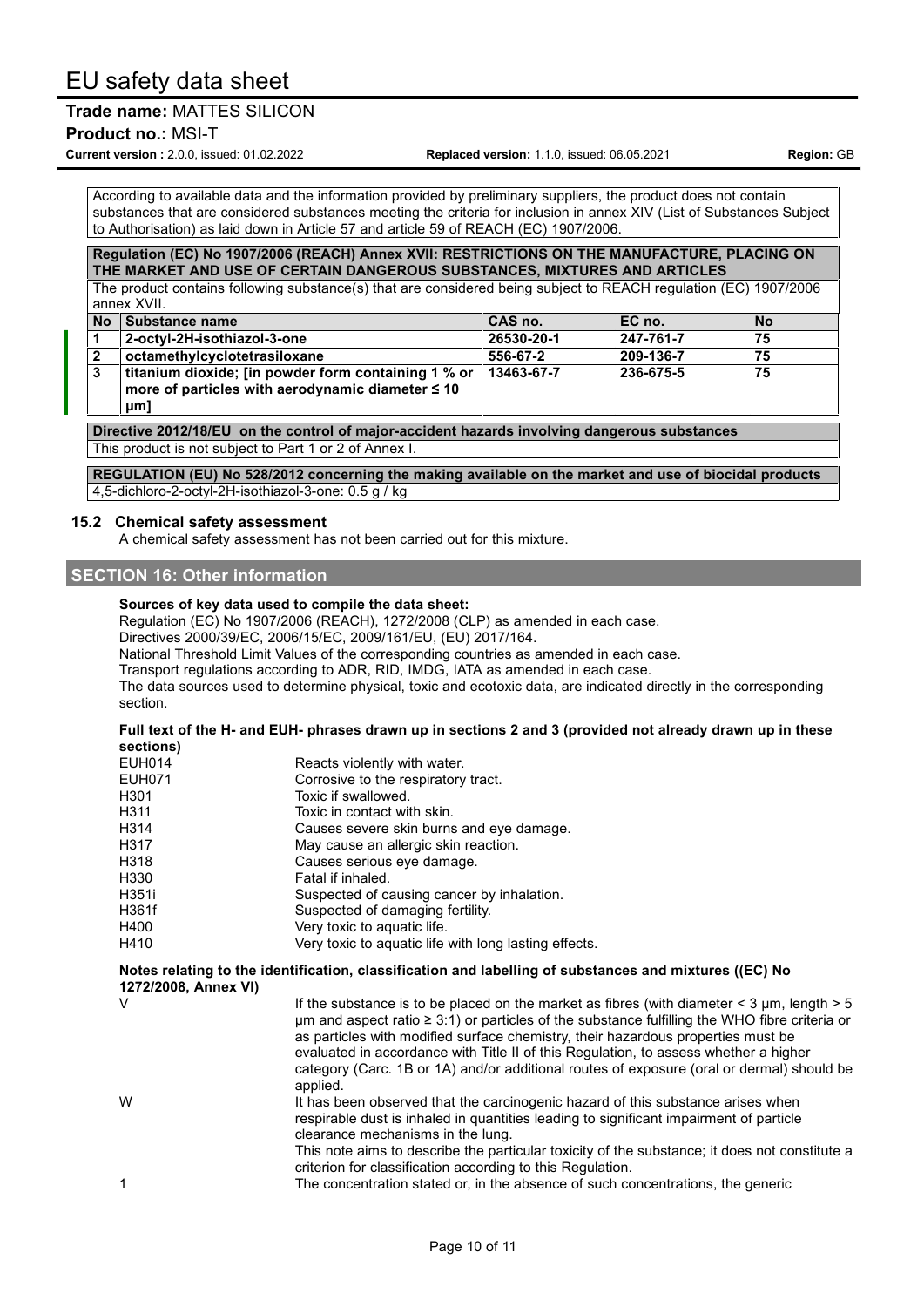According to available data and the information provided by preliminary suppliers, the product does not contain substances that are considered substances meeting the criteria for inclusion in annex XIV (List of Substances Subject to Authorisation) as laid down in Article 57 and article 59 of REACH (EC) 1907/2006.

**Regulation (EC) No 1907/2006 (REACH) Annex XVII: RESTRICTIONS ON THE MANUFACTURE, PLACING ON THE MARKET AND USE OF CERTAIN DANGEROUS SUBSTANCES, MIXTURES AND ARTICLES**

The product contains following substance(s) that are considered being subject to REACH regulation (EC) 1907/2006 annex XVII.

| No | Substance name | CAS no. | EC no. | No |
|---|---|---|---|---|
| 1 | 2-octyl-2H-isothiazol-3-one | 26530-20-1 | 247-761-7 | 75 |
| 2 | octamethylcyclotetrasiloxane | 556-67-2 | 209-136-7 | 75 |
| 3 | titanium dioxide; [in powder form containing 1 % or more of particles with aerodynamic diameter ≤ 10 μm] | 13463-67-7 | 236-675-5 | 75 |

**Directive 2012/18/EU on the control of major-accident hazards involving dangerous substances**

This product is not subject to Part 1 or 2 of Annex I.

**REGULATION (EU) No 528/2012 concerning the making available on the market and use of biocidal products**

4,5-dichloro-2-octyl-2H-isothiazol-3-one: 0.5 g / kg

### 15.2 Chemical safety assessment

A chemical safety assessment has not been carried out for this mixture.

## SECTION 16: Other information

**Sources of key data used to compile the data sheet:**

Regulation (EC) No 1907/2006 (REACH), 1272/2008 (CLP) as amended in each case.
Directives 2000/39/EC, 2006/15/EC, 2009/161/EU, (EU) 2017/164.
National Threshold Limit Values of the corresponding countries as amended in each case.
Transport regulations according to ADR, RID, IMDG, IATA as amended in each case.
The data sources used to determine physical, toxic and ecotoxic data, are indicated directly in the corresponding section.

**Full text of the H- and EUH- phrases drawn up in sections 2 and 3 (provided not already drawn up in these sections)**

| | |
|---|---|
| EUH014 | Reacts violently with water. |
| EUH071 | Corrosive to the respiratory tract. |
| H301 | Toxic if swallowed. |
| H311 | Toxic in contact with skin. |
| H314 | Causes severe skin burns and eye damage. |
| H317 | May cause an allergic skin reaction. |
| H318 | Causes serious eye damage. |
| H330 | Fatal if inhaled. |
| H351i | Suspected of causing cancer by inhalation. |
| H361f | Suspected of damaging fertility. |
| H400 | Very toxic to aquatic life. |
| H410 | Very toxic to aquatic life with long lasting effects. |

**Notes relating to the identification, classification and labelling of substances and mixtures ((EC) No 1272/2008, Annex VI)**

| | |
|---|---|
| V | If the substance is to be placed on the market as fibres (with diameter < 3 μm, length > 5 μm and aspect ratio ≥ 3:1) or particles of the substance fulfilling the WHO fibre criteria or as particles with modified surface chemistry, their hazardous properties must be evaluated in accordance with Title II of this Regulation, to assess whether a higher category (Carc. 1B or 1A) and/or additional routes of exposure (oral or dermal) should be applied. |
| W | It has been observed that the carcinogenic hazard of this substance arises when respirable dust is inhaled in quantities leading to significant impairment of particle clearance mechanisms in the lung. This note aims to describe the particular toxicity of the substance; it does not constitute a criterion for classification according to this Regulation. |
| 1 | The concentration stated or, in the absence of such concentrations, the generic |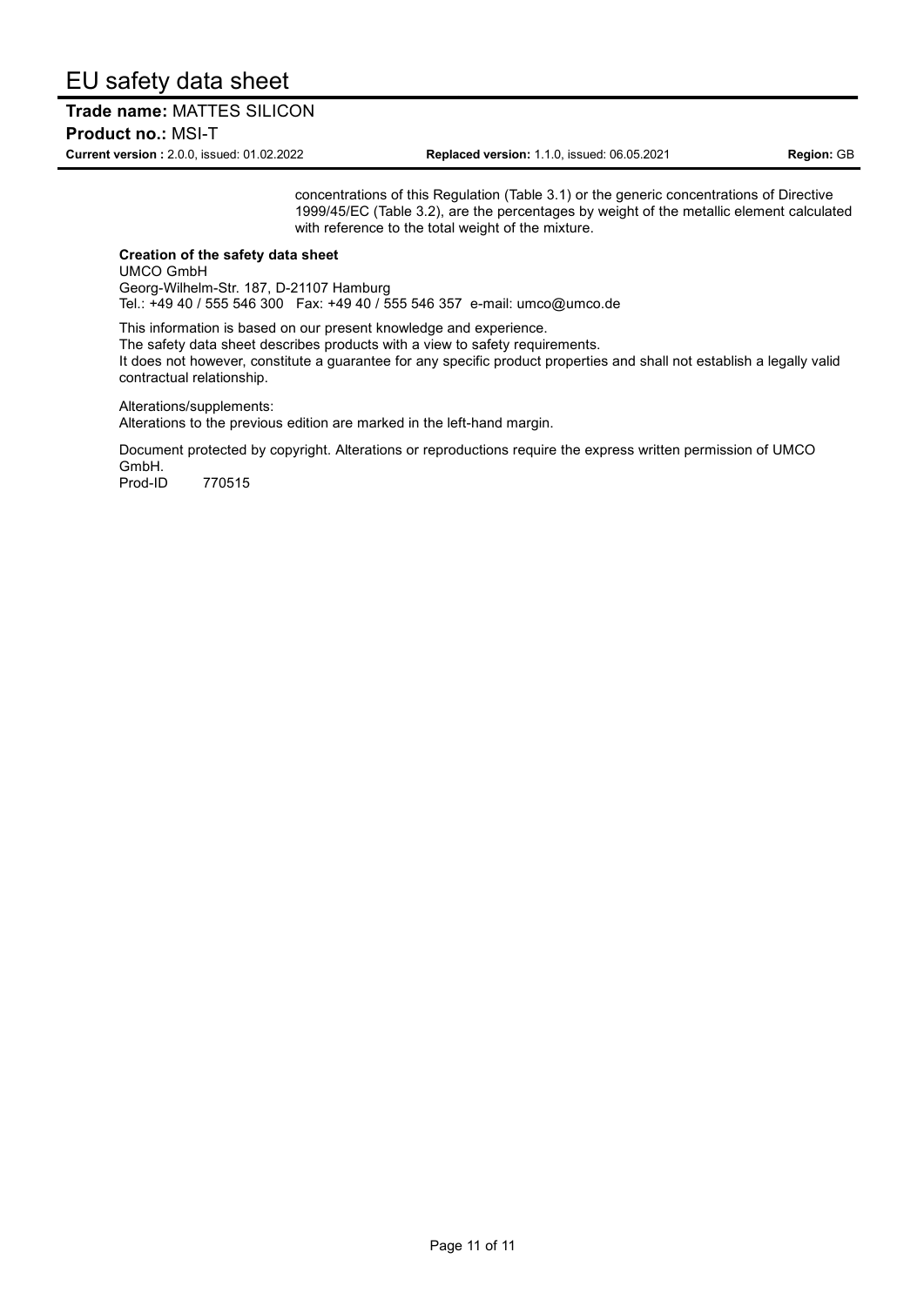concentrations of this Regulation (Table 3.1) or the generic concentrations of Directive 1999/45/EC (Table 3.2), are the percentages by weight of the metallic element calculated with reference to the total weight of the mixture.

**Creation of the safety data sheet**

UMCO GmbH
Georg-Wilhelm-Str. 187, D-21107 Hamburg
Tel.: +49 40 / 555 546 300 Fax: +49 40 / 555 546 357 e-mail: umco@umco.de

This information is based on our present knowledge and experience.
The safety data sheet describes products with a view to safety requirements.
It does not however, constitute a guarantee for any specific product properties and shall not establish a legally valid contractual relationship.

Alterations/supplements:
Alterations to the previous edition are marked in the left-hand margin.

Document protected by copyright. Alterations or reproductions require the express written permission of UMCO GmbH.
Prod-ID 770515